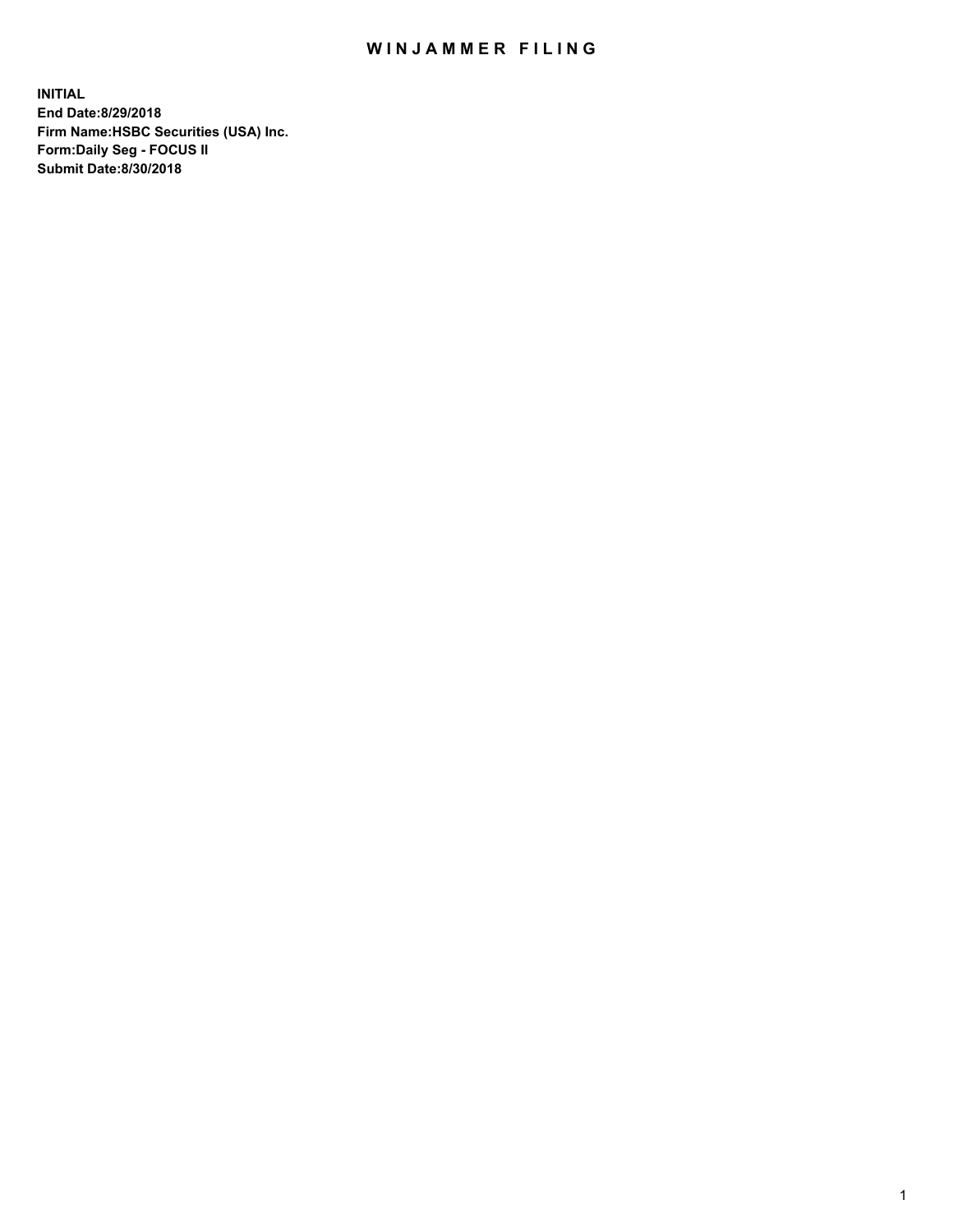# WINJAMMER FILING

**INITIAL**
**End Date:8/29/2018**
**Firm Name:HSBC Securities (USA) Inc.**
**Form:Daily Seg - FOCUS II**
**Submit Date:8/30/2018**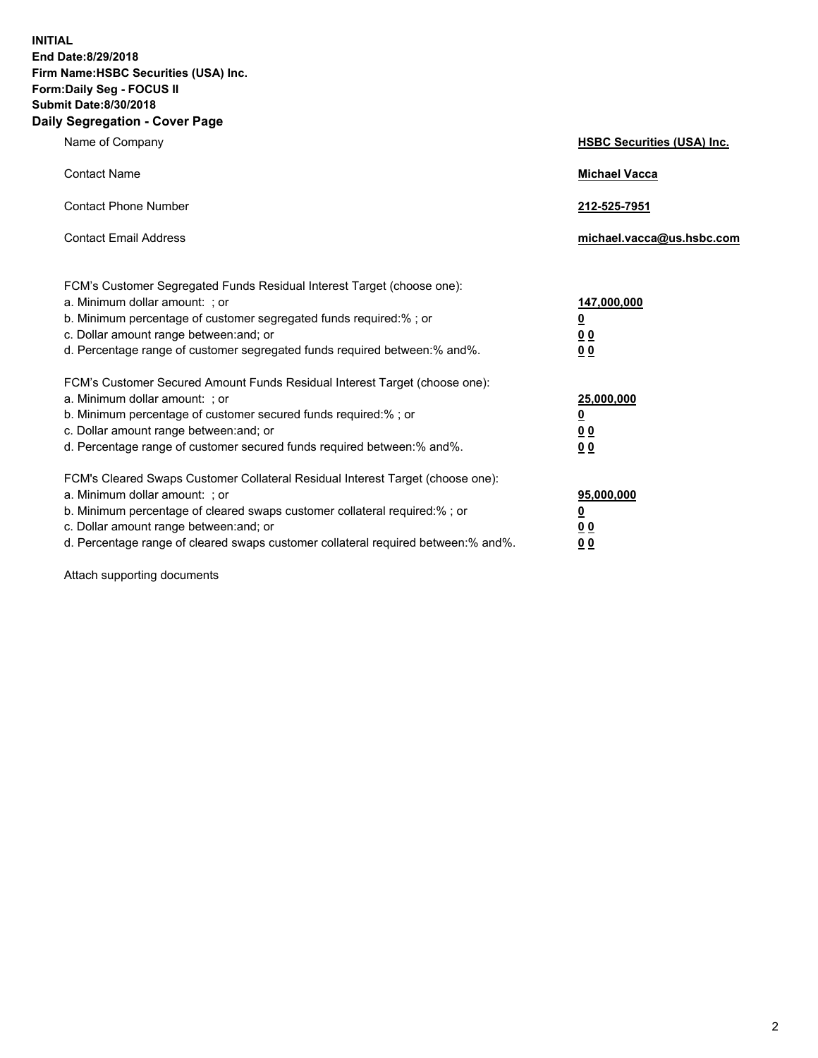**INITIAL**
**End Date:8/29/2018**
**Firm Name:HSBC Securities (USA) Inc.**
**Form:Daily Seg - FOCUS II**
**Submit Date:8/30/2018**

## Daily Segregation - Cover Page

| | |
|---|---|
| Name of Company | **HSBC Securities (USA) Inc.** |
| Contact Name | **Michael Vacca** |
| Contact Phone Number | **212-525-7951** |
| Contact Email Address | **michael.vacca@us.hsbc.com** |

| | |
|---|---|
| FCM's Customer Segregated Funds Residual Interest Target (choose one): | |
| a. Minimum dollar amount: ; or | **147,000,000** |
| b. Minimum percentage of customer segregated funds required:% ; or | **0** |
| c. Dollar amount range between:and; or | **0 0** |
| d. Percentage range of customer segregated funds required between:% and%. | **0 0** |
| FCM's Customer Secured Amount Funds Residual Interest Target (choose one): | |
| a. Minimum dollar amount: ; or | **25,000,000** |
| b. Minimum percentage of customer secured funds required:% ; or | **0** |
| c. Dollar amount range between:and; or | **0 0** |
| d. Percentage range of customer secured funds required between:% and%. | **0 0** |
| FCM's Cleared Swaps Customer Collateral Residual Interest Target (choose one): | |
| a. Minimum dollar amount: ; or | **95,000,000** |
| b. Minimum percentage of cleared swaps customer collateral required:% ; or | **0** |
| c. Dollar amount range between:and; or | **0 0** |
| d. Percentage range of cleared swaps customer collateral required between:% and%. | **0 0** |

Attach supporting documents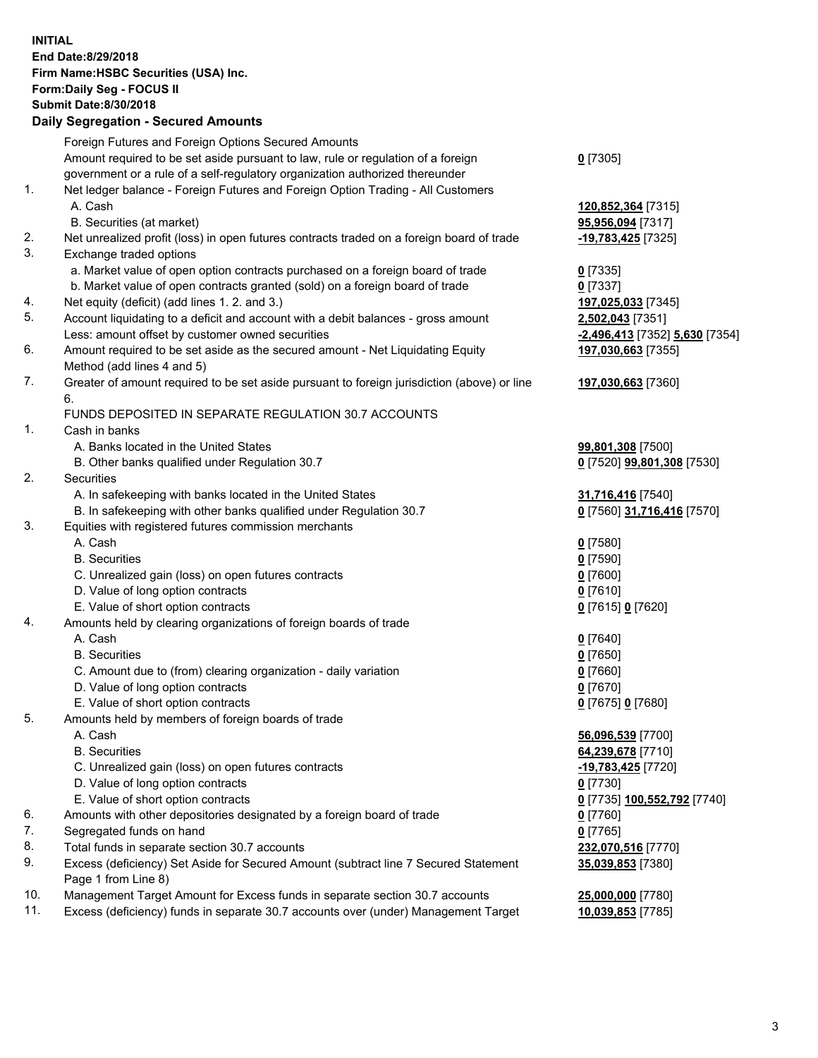**INITIAL**
**End Date:8/29/2018**
**Firm Name:HSBC Securities (USA) Inc.**
**Form:Daily Seg - FOCUS II**
**Submit Date:8/30/2018**

## Daily Segregation - Secured Amounts

| | | |
|---|---|---|
| | Foreign Futures and Foreign Options Secured Amounts | |
| | Amount required to be set aside pursuant to law, rule or regulation of a foreign government or a rule of a self-regulatory organization authorized thereunder | **0** [7305] |
| 1. | Net ledger balance - Foreign Futures and Foreign Option Trading - All Customers | |
| | A. Cash | **120,852,364** [7315] |
| | B. Securities (at market) | **95,956,094** [7317] |
| 2. | Net unrealized profit (loss) in open futures contracts traded on a foreign board of trade | **-19,783,425** [7325] |
| 3. | Exchange traded options | |
| | a. Market value of open option contracts purchased on a foreign board of trade | **0** [7335] |
| | b. Market value of open contracts granted (sold) on a foreign board of trade | **0** [7337] |
| 4. | Net equity (deficit) (add lines 1. 2. and 3.) | **197,025,033** [7345] |
| 5. | Account liquidating to a deficit and account with a debit balances - gross amount | **2,502,043** [7351] |
| | Less: amount offset by customer owned securities | **-2,496,413** [7352] **5,630** [7354] |
| 6. | Amount required to be set aside as the secured amount - Net Liquidating Equity Method (add lines 4 and 5) | **197,030,663** [7355] |
| 7. | Greater of amount required to be set aside pursuant to foreign jurisdiction (above) or line 6. | **197,030,663** [7360] |
| | FUNDS DEPOSITED IN SEPARATE REGULATION 30.7 ACCOUNTS | |
| 1. | Cash in banks | |
| | A. Banks located in the United States | **99,801,308** [7500] |
| | B. Other banks qualified under Regulation 30.7 | **0** [7520] **99,801,308** [7530] |
| 2. | Securities | |
| | A. In safekeeping with banks located in the United States | **31,716,416** [7540] |
| | B. In safekeeping with other banks qualified under Regulation 30.7 | **0** [7560] **31,716,416** [7570] |
| 3. | Equities with registered futures commission merchants | |
| | A. Cash | **0** [7580] |
| | B. Securities | **0** [7590] |
| | C. Unrealized gain (loss) on open futures contracts | **0** [7600] |
| | D. Value of long option contracts | **0** [7610] |
| | E. Value of short option contracts | **0** [7615] **0** [7620] |
| 4. | Amounts held by clearing organizations of foreign boards of trade | |
| | A. Cash | **0** [7640] |
| | B. Securities | **0** [7650] |
| | C. Amount due to (from) clearing organization - daily variation | **0** [7660] |
| | D. Value of long option contracts | **0** [7670] |
| | E. Value of short option contracts | **0** [7675] **0** [7680] |
| 5. | Amounts held by members of foreign boards of trade | |
| | A. Cash | **56,096,539** [7700] |
| | B. Securities | **64,239,678** [7710] |
| | C. Unrealized gain (loss) on open futures contracts | **-19,783,425** [7720] |
| | D. Value of long option contracts | **0** [7730] |
| | E. Value of short option contracts | **0** [7735] **100,552,792** [7740] |
| 6. | Amounts with other depositories designated by a foreign board of trade | **0** [7760] |
| 7. | Segregated funds on hand | **0** [7765] |
| 8. | Total funds in separate section 30.7 accounts | **232,070,516** [7770] |
| 9. | Excess (deficiency) Set Aside for Secured Amount (subtract line 7 Secured Statement Page 1 from Line 8) | **35,039,853** [7380] |
| 10. | Management Target Amount for Excess funds in separate section 30.7 accounts | **25,000,000** [7780] |
| 11. | Excess (deficiency) funds in separate 30.7 accounts over (under) Management Target | **10,039,853** [7785] |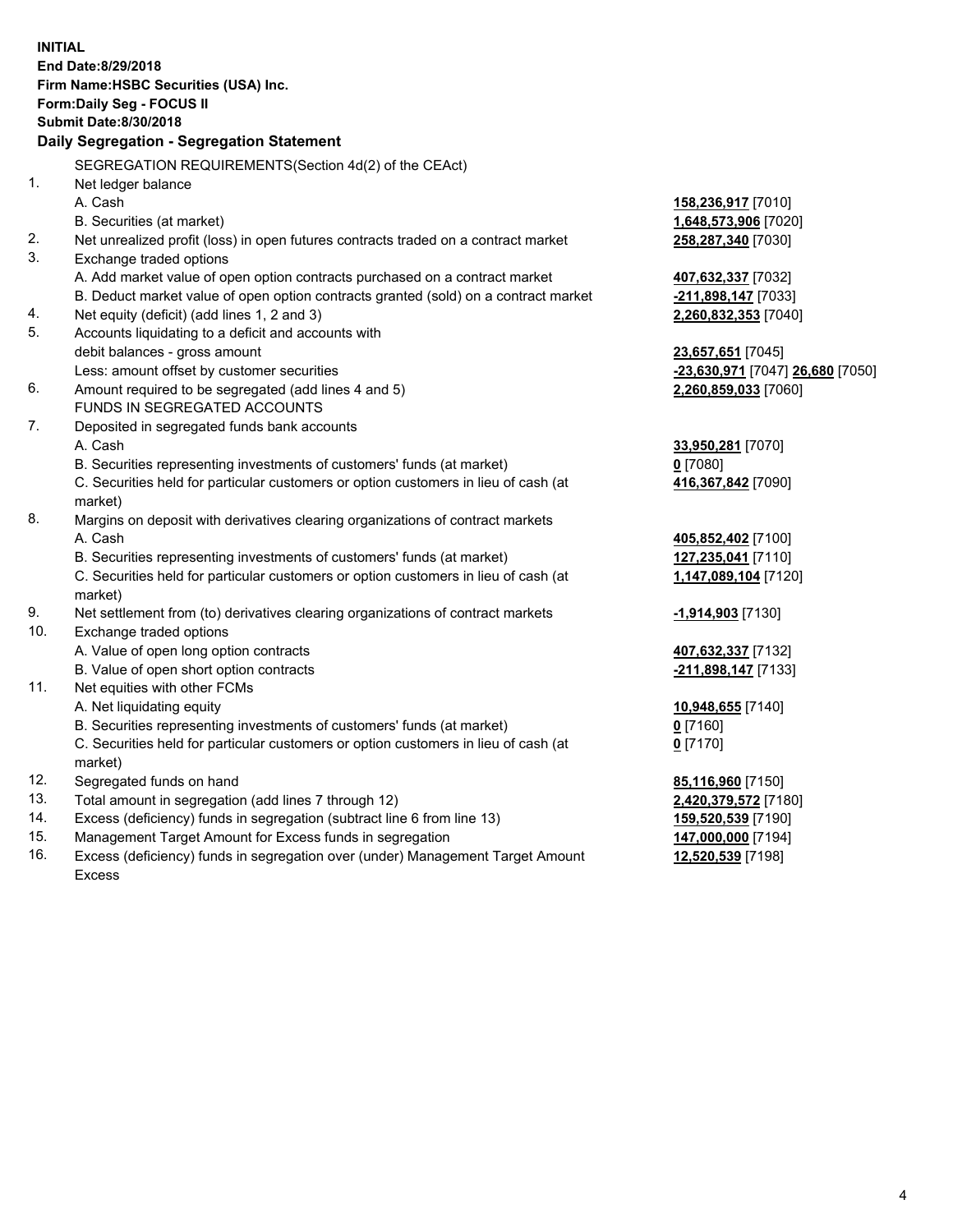**INITIAL**
**End Date:8/29/2018**
**Firm Name:HSBC Securities (USA) Inc.**
**Form:Daily Seg - FOCUS II**
**Submit Date:8/30/2018**

**Daily Segregation - Segregation Statement**

SEGREGATION REQUIREMENTS(Section 4d(2) of the CEAct)

| | | |
|---|---|---|
| 1. | Net ledger balance | |
| | A. Cash | 158,236,917 [7010] |
| | B. Securities (at market) | 1,648,573,906 [7020] |
| 2. | Net unrealized profit (loss) in open futures contracts traded on a contract market | 258,287,340 [7030] |
| 3. | Exchange traded options | |
| | A. Add market value of open option contracts purchased on a contract market | 407,632,337 [7032] |
| | B. Deduct market value of open option contracts granted (sold) on a contract market | -211,898,147 [7033] |
| 4. | Net equity (deficit) (add lines 1, 2 and 3) | 2,260,832,353 [7040] |
| 5. | Accounts liquidating to a deficit and accounts with debit balances - gross amount | 23,657,651 [7045] |
| | Less: amount offset by customer securities | -23,630,971 [7047] 26,680 [7050] |
| 6. | Amount required to be segregated (add lines 4 and 5) | 2,260,859,033 [7060] |
| | FUNDS IN SEGREGATED ACCOUNTS | |
| 7. | Deposited in segregated funds bank accounts | |
| | A. Cash | 33,950,281 [7070] |
| | B. Securities representing investments of customers' funds (at market) | 0 [7080] |
| | C. Securities held for particular customers or option customers in lieu of cash (at market) | 416,367,842 [7090] |
| 8. | Margins on deposit with derivatives clearing organizations of contract markets | |
| | A. Cash | 405,852,402 [7100] |
| | B. Securities representing investments of customers' funds (at market) | 127,235,041 [7110] |
| | C. Securities held for particular customers or option customers in lieu of cash (at market) | 1,147,089,104 [7120] |
| 9. | Net settlement from (to) derivatives clearing organizations of contract markets | -1,914,903 [7130] |
| 10. | Exchange traded options | |
| | A. Value of open long option contracts | 407,632,337 [7132] |
| | B. Value of open short option contracts | -211,898,147 [7133] |
| 11. | Net equities with other FCMs | |
| | A. Net liquidating equity | 10,948,655 [7140] |
| | B. Securities representing investments of customers' funds (at market) | 0 [7160] |
| | C. Securities held for particular customers or option customers in lieu of cash (at market) | 0 [7170] |
| 12. | Segregated funds on hand | 85,116,960 [7150] |
| 13. | Total amount in segregation (add lines 7 through 12) | 2,420,379,572 [7180] |
| 14. | Excess (deficiency) funds in segregation (subtract line 6 from line 13) | 159,520,539 [7190] |
| 15. | Management Target Amount for Excess funds in segregation | 147,000,000 [7194] |
| 16. | Excess (deficiency) funds in segregation over (under) Management Target Amount Excess | 12,520,539 [7198] |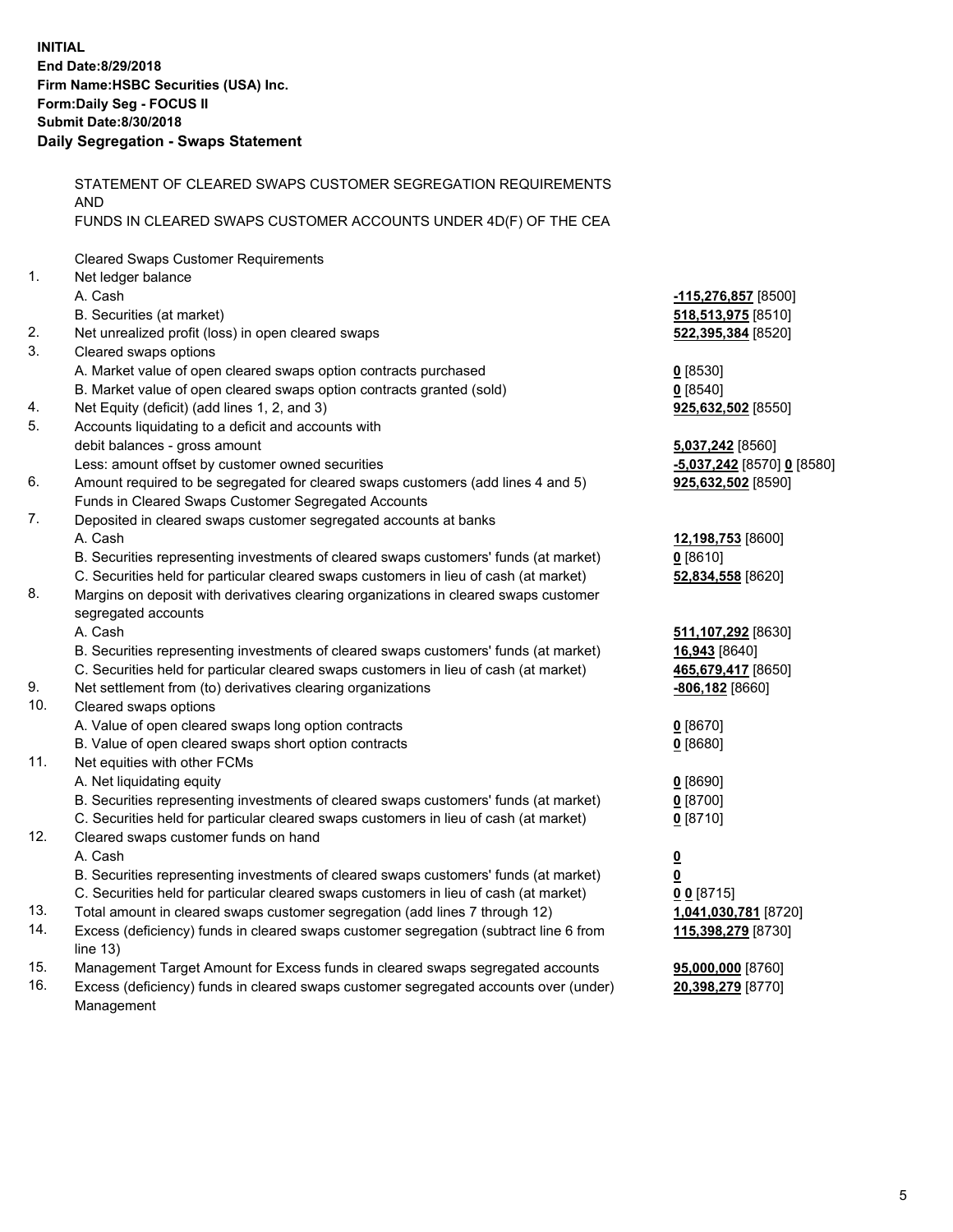**INITIAL**
**End Date:8/29/2018**
**Firm Name:HSBC Securities (USA) Inc.**
**Form:Daily Seg - FOCUS II**
**Submit Date:8/30/2018**
**Daily Segregation - Swaps Statement**

STATEMENT OF CLEARED SWAPS CUSTOMER SEGREGATION REQUIREMENTS AND FUNDS IN CLEARED SWAPS CUSTOMER ACCOUNTS UNDER 4D(F) OF THE CEA

| | | |
|---|---|---|
| | Cleared Swaps Customer Requirements | |
| 1. | Net ledger balance | |
| | A. Cash | **-115,276,857** [8500] |
| | B. Securities (at market) | **518,513,975** [8510] |
| 2. | Net unrealized profit (loss) in open cleared swaps | **522,395,384** [8520] |
| 3. | Cleared swaps options | |
| | A. Market value of open cleared swaps option contracts purchased | **0** [8530] |
| | B. Market value of open cleared swaps option contracts granted (sold) | **0** [8540] |
| 4. | Net Equity (deficit) (add lines 1, 2, and 3) | **925,632,502** [8550] |
| 5. | Accounts liquidating to a deficit and accounts with debit balances - gross amount | **5,037,242** [8560] |
| | Less: amount offset by customer owned securities | **-5,037,242** [8570] **0** [8580] |
| 6. | Amount required to be segregated for cleared swaps customers (add lines 4 and 5) | **925,632,502** [8590] |
| | Funds in Cleared Swaps Customer Segregated Accounts | |
| 7. | Deposited in cleared swaps customer segregated accounts at banks | |
| | A. Cash | **12,198,753** [8600] |
| | B. Securities representing investments of cleared swaps customers' funds (at market) | **0** [8610] |
| | C. Securities held for particular cleared swaps customers in lieu of cash (at market) | **52,834,558** [8620] |
| 8. | Margins on deposit with derivatives clearing organizations in cleared swaps customer segregated accounts | |
| | A. Cash | **511,107,292** [8630] |
| | B. Securities representing investments of cleared swaps customers' funds (at market) | **16,943** [8640] |
| | C. Securities held for particular cleared swaps customers in lieu of cash (at market) | **465,679,417** [8650] |
| 9. | Net settlement from (to) derivatives clearing organizations | **-806,182** [8660] |
| 10. | Cleared swaps options | |
| | A. Value of open cleared swaps long option contracts | **0** [8670] |
| | B. Value of open cleared swaps short option contracts | **0** [8680] |
| 11. | Net equities with other FCMs | |
| | A. Net liquidating equity | **0** [8690] |
| | B. Securities representing investments of cleared swaps customers' funds (at market) | **0** [8700] |
| | C. Securities held for particular cleared swaps customers in lieu of cash (at market) | **0** [8710] |
| 12. | Cleared swaps customer funds on hand | |
| | A. Cash | **0** |
| | B. Securities representing investments of cleared swaps customers' funds (at market) | **0** |
| | C. Securities held for particular cleared swaps customers in lieu of cash (at market) | **0** **0** [8715] |
| 13. | Total amount in cleared swaps customer segregation (add lines 7 through 12) | **1,041,030,781** [8720] |
| 14. | Excess (deficiency) funds in cleared swaps customer segregation (subtract line 6 from line 13) | **115,398,279** [8730] |
| 15. | Management Target Amount for Excess funds in cleared swaps segregated accounts | **95,000,000** [8760] |
| 16. | Excess (deficiency) funds in cleared swaps customer segregated accounts over (under) Management | **20,398,279** [8770] |